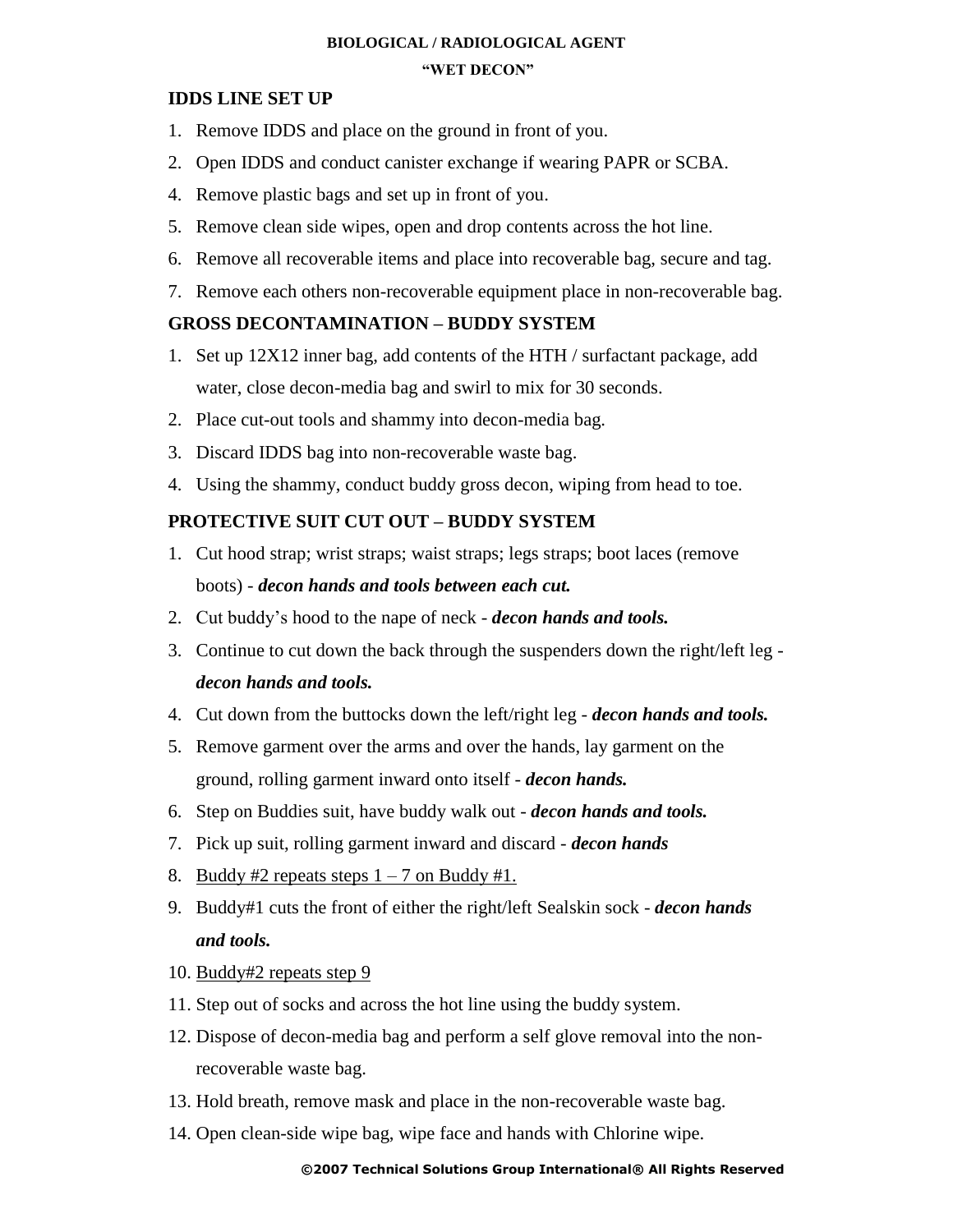**BIOLOGICAL / RADIOLOGICAL AGENT**

**"WET DECON"**

### IDDS LINE SET UP

1. Remove IDDS and place on the ground in front of you.
2. Open IDDS and conduct canister exchange if wearing PAPR or SCBA.
4. Remove plastic bags and set up in front of you.
5. Remove clean side wipes, open and drop contents across the hot line.
6. Remove all recoverable items and place into recoverable bag, secure and tag.
7. Remove each others non-recoverable equipment place in non-recoverable bag.

### GROSS DECONTAMINATION – BUDDY SYSTEM

1. Set up 12X12 inner bag, add contents of the HTH / surfactant package, add water, close decon-media bag and swirl to mix for 30 seconds.
2. Place cut-out tools and shammy into decon-media bag.
3. Discard IDDS bag into non-recoverable waste bag.
4. Using the shammy, conduct buddy gross decon, wiping from head to toe.

### PROTECTIVE SUIT CUT OUT – BUDDY SYSTEM

1. Cut hood strap; wrist straps; waist straps; legs straps; boot laces (remove boots) - ***decon hands and tools between each cut.***
2. Cut buddy's hood to the nape of neck - ***decon hands and tools.***
3. Continue to cut down the back through the suspenders down the right/left leg - ***decon hands and tools.***
4. Cut down from the buttocks down the left/right leg - ***decon hands and tools.***
5. Remove garment over the arms and over the hands, lay garment on the ground, rolling garment inward onto itself - ***decon hands.***
6. Step on Buddies suit, have buddy walk out - ***decon hands and tools.***
7. Pick up suit, rolling garment inward and discard - ***decon hands***
8. <u>Buddy #2 repeats steps 1 – 7 on Buddy #1.</u>
9. Buddy#1 cuts the front of either the right/left Sealskin sock - ***decon hands and tools.***
10. <u>Buddy#2 repeats step 9</u>
11. Step out of socks and across the hot line using the buddy system.
12. Dispose of decon-media bag and perform a self glove removal into the non-recoverable waste bag.
13. Hold breath, remove mask and place in the non-recoverable waste bag.
14. Open clean-side wipe bag, wipe face and hands with Chlorine wipe.

**©2007 Technical Solutions Group International® All Rights Reserved**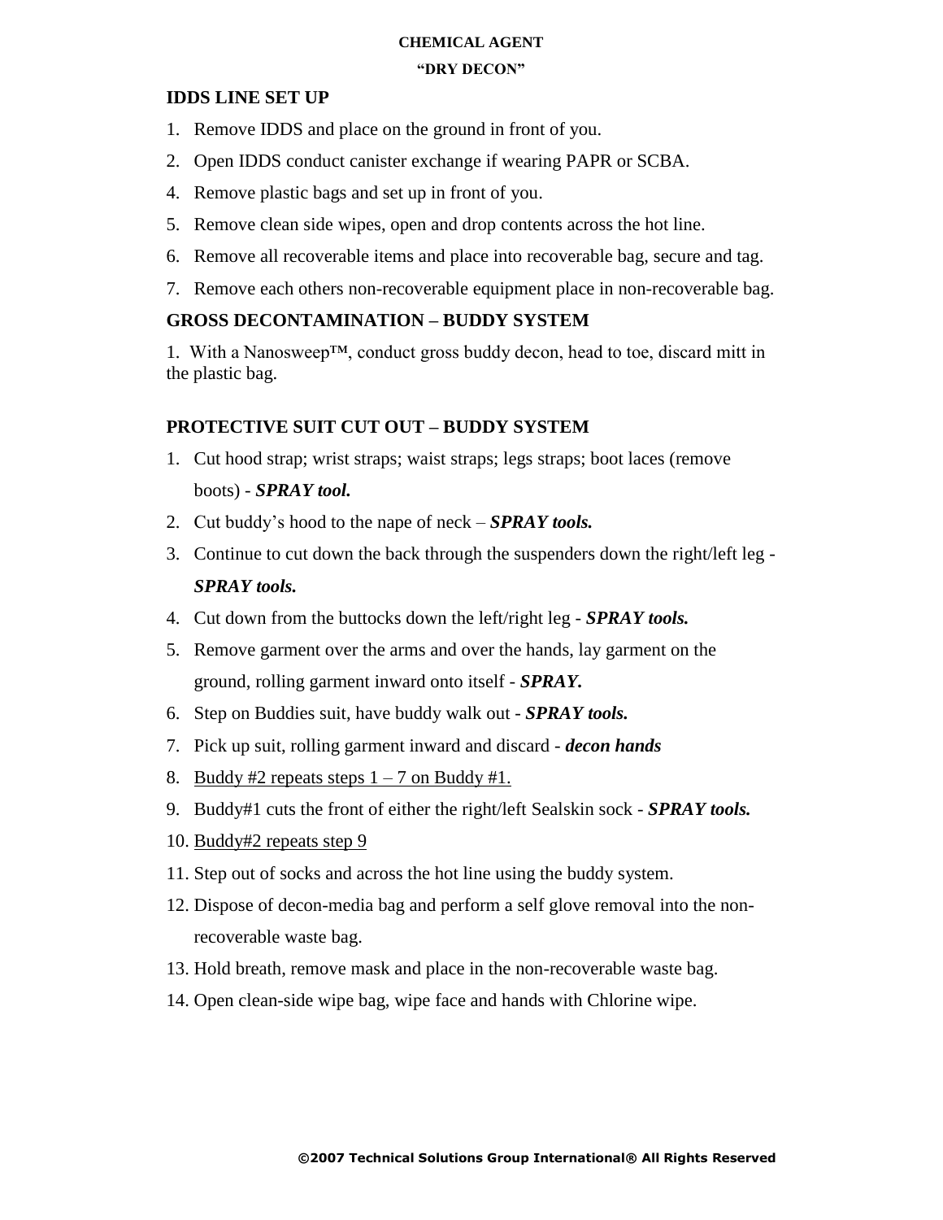**CHEMICAL AGENT**

**"DRY DECON"**

## IDDS LINE SET UP

1. Remove IDDS and place on the ground in front of you.
2. Open IDDS conduct canister exchange if wearing PAPR or SCBA.
4. Remove plastic bags and set up in front of you.
5. Remove clean side wipes, open and drop contents across the hot line.
6. Remove all recoverable items and place into recoverable bag, secure and tag.
7. Remove each others non-recoverable equipment place in non-recoverable bag.

## GROSS DECONTAMINATION – BUDDY SYSTEM

1. With a Nanosweep™, conduct gross buddy decon, head to toe, discard mitt in the plastic bag.

## PROTECTIVE SUIT CUT OUT – BUDDY SYSTEM

1. Cut hood strap; wrist straps; waist straps; legs straps; boot laces (remove boots) - ***SPRAY tool.***
2. Cut buddy's hood to the nape of neck – ***SPRAY tools.***
3. Continue to cut down the back through the suspenders down the right/left leg - ***SPRAY tools.***
4. Cut down from the buttocks down the left/right leg - ***SPRAY tools.***
5. Remove garment over the arms and over the hands, lay garment on the ground, rolling garment inward onto itself - ***SPRAY.***
6. Step on Buddies suit, have buddy walk out - ***SPRAY tools.***
7. Pick up suit, rolling garment inward and discard - ***decon hands***
8. <u>Buddy #2 repeats steps 1 – 7 on Buddy #1.</u>
9. Buddy#1 cuts the front of either the right/left Sealskin sock - ***SPRAY tools.***
10. <u>Buddy#2 repeats step 9</u>
11. Step out of socks and across the hot line using the buddy system.
12. Dispose of decon-media bag and perform a self glove removal into the non-recoverable waste bag.
13. Hold breath, remove mask and place in the non-recoverable waste bag.
14. Open clean-side wipe bag, wipe face and hands with Chlorine wipe.

**©2007 Technical Solutions Group International® All Rights Reserved**